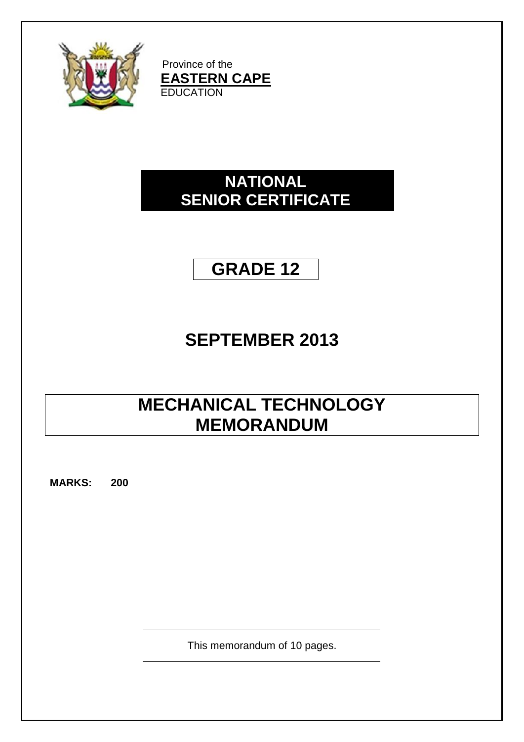Province of the
**EASTERN CAPE**
EDUCATION

# NATIONAL SENIOR CERTIFICATE

# GRADE 12

# SEPTEMBER 2013

# MECHANICAL TECHNOLOGY MEMORANDUM

**MARKS: 200**

This memorandum of 10 pages.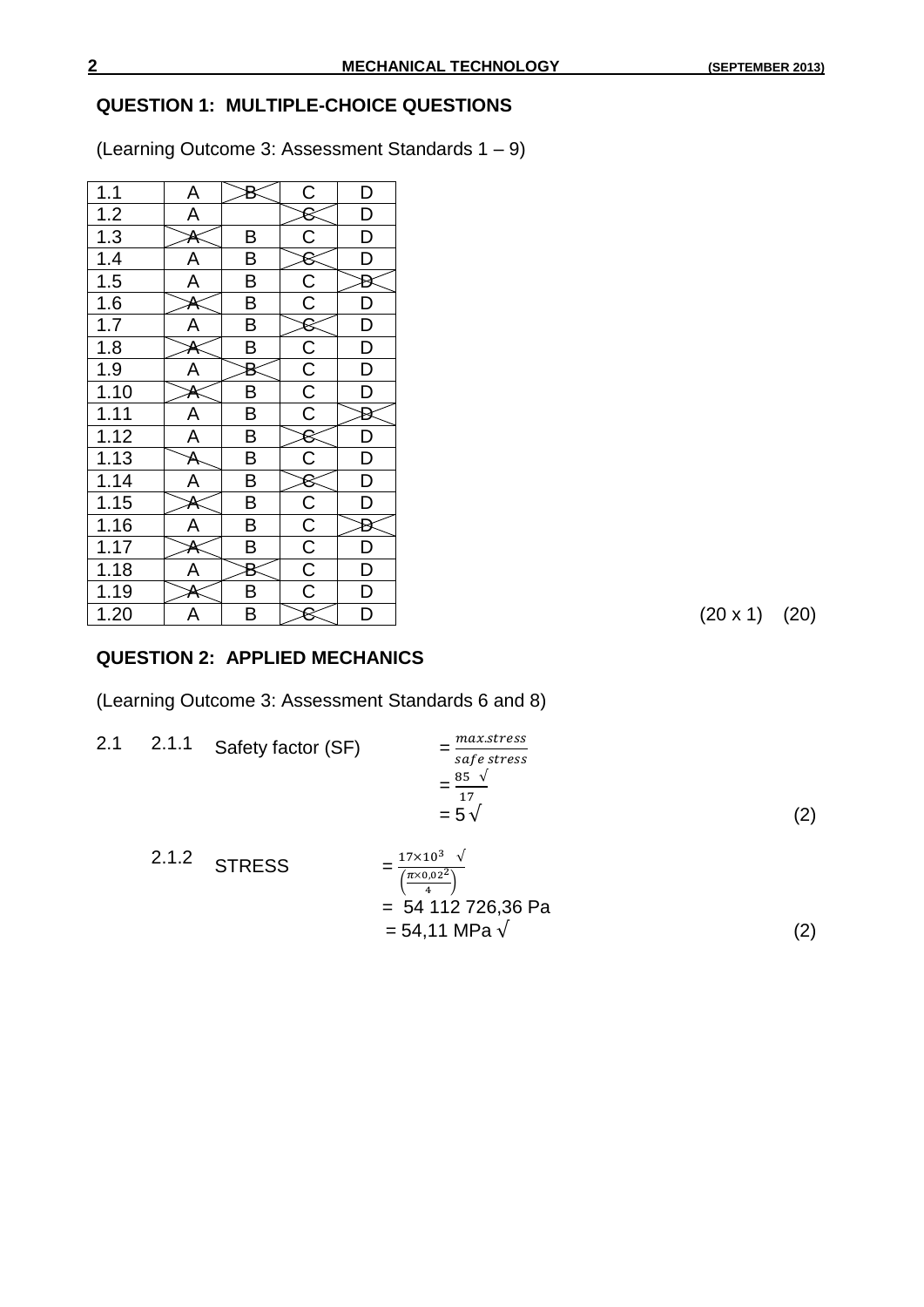## QUESTION 1: MULTIPLE-CHOICE QUESTIONS

(Learning Outcome 3: Assessment Standards 1 – 9)

| | | | | |
|---|---|---|---|---|
| 1.1 | A | ~~B~~ | C | D |
| 1.2 | A | | ~~C~~ | D |
| 1.3 | ~~A~~ | B | C | D |
| 1.4 | A | B | ~~C~~ | D |
| 1.5 | A | B | C | ~~D~~ |
| 1.6 | ~~A~~ | B | C | D |
| 1.7 | A | B | ~~C~~ | D |
| 1.8 | ~~A~~ | B | C | D |
| 1.9 | A | ~~B~~ | C | D |
| 1.10 | ~~A~~ | B | C | D |
| 1.11 | A | B | C | ~~D~~ |
| 1.12 | A | B | ~~C~~ | D |
| 1.13 | ~~A~~ | B | C | D |
| 1.14 | A | B | ~~C~~ | D |
| 1.15 | ~~A~~ | B | C | D |
| 1.16 | A | B | C | ~~D~~ |
| 1.17 | ~~A~~ | B | C | D |
| 1.18 | A | ~~B~~ | C | D |
| 1.19 | ~~A~~ | B | C | D |
| 1.20 | A | B | ~~C~~ | D |

(20 x 1) (20)

## QUESTION 2: APPLIED MECHANICS

(Learning Outcome 3: Assessment Standards 6 and 8)

2.1 2.1.1 Safety factor (SF)

$$= \frac{max.stress}{safe\ stress}$$

$$= \frac{85}{17} \surd$$

$$= 5 \surd$$

(2)

2.1.2 STRESS

$$= \frac{17 \times 10^3}{\left(\frac{\pi \times 0{,}02^2}{4}\right)} \surd$$

= 54 112 726,36 Pa

= 54,11 MPa √

(2)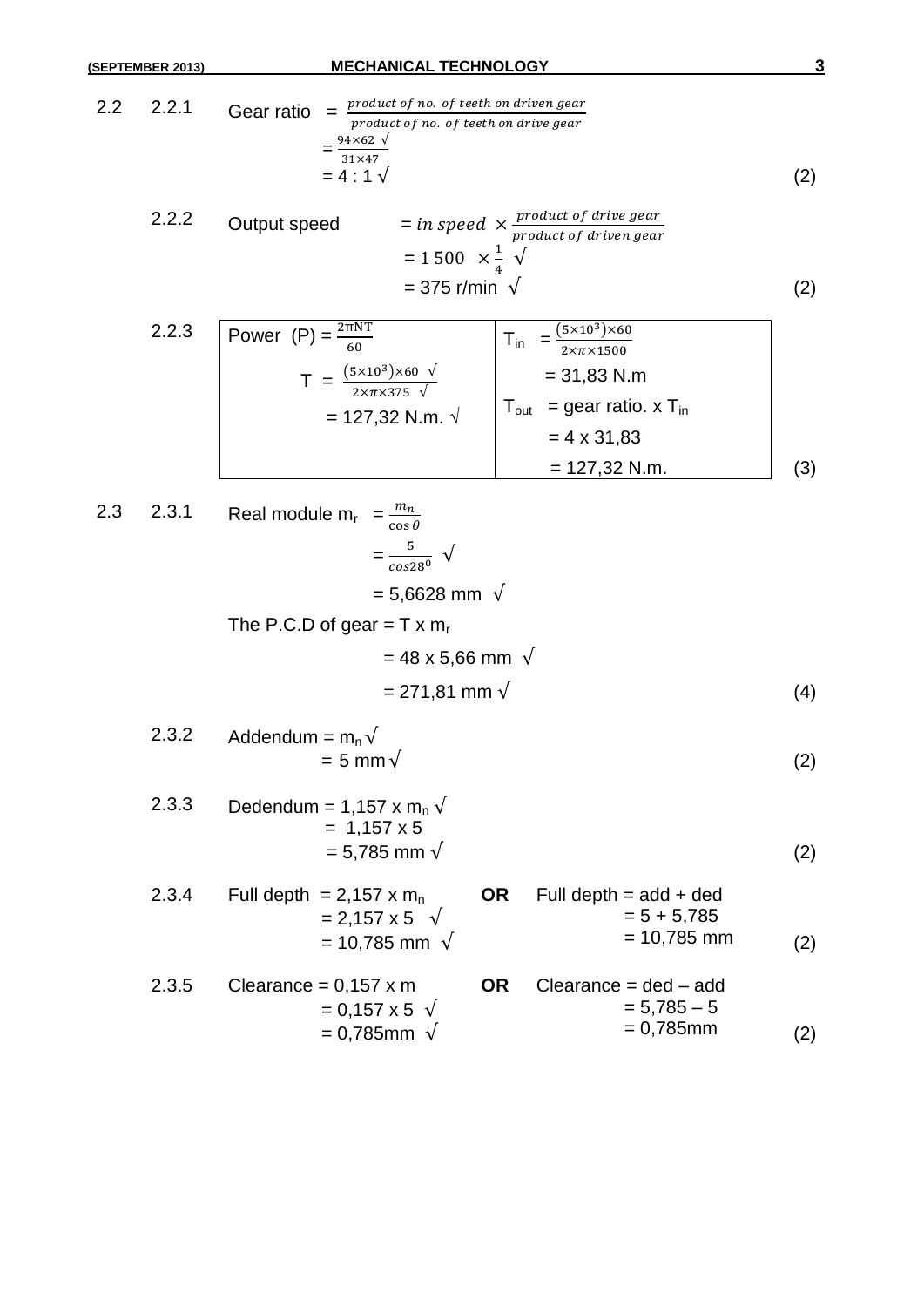2.2 2.2.1 Gear ratio $= \frac{product\ of\ no.\ of\ teeth\ on\ driven\ gear}{product\ of\ no.\ of\ teeth\ on\ drive\ gear}$

$= \frac{94 \times 62\ \surd}{31 \times 47}$

$= 4 : 1\ \surd$ (2)

2.2.2 Output speed $= in\ speed \times \frac{product\ of\ drive\ gear}{product\ of\ driven\ gear}$

$= 1\,500 \times \frac{1}{4}\ \surd$

$= 375$ r/min $\surd$ (2)

2.2.3

| Power (P) $= \frac{2\pi NT}{60}$ | $T_{in} = \frac{(5\times10^3)\times 60}{2\times\pi\times1500}$ |
|---|---|
| $T = \frac{(5\times10^3)\times 60\ \surd}{2\times\pi\times375\ \surd}$ | $= 31{,}83$ N.m |
| $= 127{,}32$ N.m. $\surd$ | $T_{out}$ = gear ratio. x $T_{in}$ |
| | $= 4 \times 31{,}83$ |
| | $= 127{,}32$ N.m. |

(3)

2.3 2.3.1 Real module $m_r = \frac{m_n}{\cos\theta}$

$= \frac{5}{\cos 28^0}\ \surd$

$= 5{,}6628$ mm $\surd$

The P.C.D of gear = T x $m_r$

$= 48 \times 5{,}66$ mm $\surd$

$= 271{,}81$ mm $\surd$ (4)

2.3.2 Addendum $= m_n\ \surd$

$= 5$ mm $\surd$ (2)

2.3.3 Dedendum $= 1{,}157 \times m_n\ \surd$

$= 1{,}157 \times 5$

$= 5{,}785$ mm $\surd$ (2)

2.3.4 Full depth $= 2{,}157 \times m_n$

$= 2{,}157 \times 5\ \surd$

$= 10{,}785$ mm $\surd$

**OR** Full depth = add + ded

$= 5 + 5{,}785$

$= 10{,}785$ mm (2)

2.3.5 Clearance $= 0{,}157 \times m$

$= 0{,}157 \times 5\ \surd$

$= 0{,}785$mm $\surd$

**OR** Clearance = ded – add

$= 5{,}785 – 5$

$= 0{,}785$mm (2)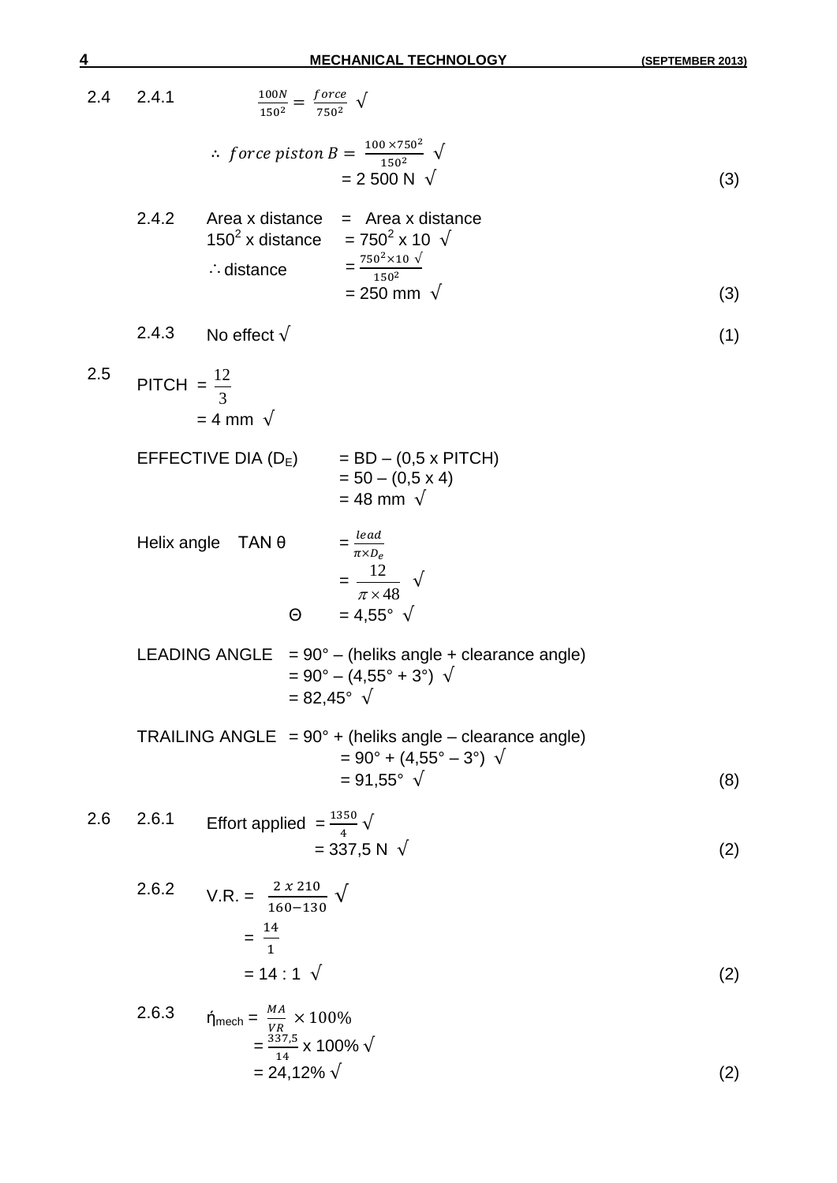2.4 2.4.1 $\frac{100N}{150^2} = \frac{force}{750^2}$ √

$\therefore\ force\ piston\ B = \frac{100 \times 750^2}{150^2}$ √

= 2 500 N √ (3)

2.4.2 Area x distance = Area x distance

$150^2$ x distance = $750^2$ x 10 √

$\therefore$ distance $= \frac{750^2 \times 10}{150^2}$ √

= 250 mm √ (3)

2.4.3 No effect √ (1)

2.5 PITCH $= \frac{12}{3}$

= 4 mm √

EFFECTIVE DIA ($D_E$) = BD – (0,5 x PITCH)

= 50 – (0,5 x 4)

= 48 mm √

Helix angle TAN θ $= \frac{lead}{\pi \times D_e}$

$= \frac{12}{\pi \times 48}$ √

Θ = 4,55° √

LEADING ANGLE = 90° – (heliks angle + clearance angle)

= 90° – (4,55° + 3°) √

= 82,45° √

TRAILING ANGLE = 90° + (heliks angle – clearance angle)

= 90° + (4,55° – 3°) √

= 91,55° √ (8)

2.6 2.6.1 Effort applied $= \frac{1350}{4}$ √

= 337,5 N √ (2)

2.6.2 V.R. = $\frac{2 \times 210}{160 - 130}$ √

$= \frac{14}{1}$

= 14 : 1 √ (2)

2.6.3 $ή_{mech} = \frac{MA}{VR} \times 100\%$

$= \frac{337{,}5}{14}$ x 100% √

= 24,12% √ (2)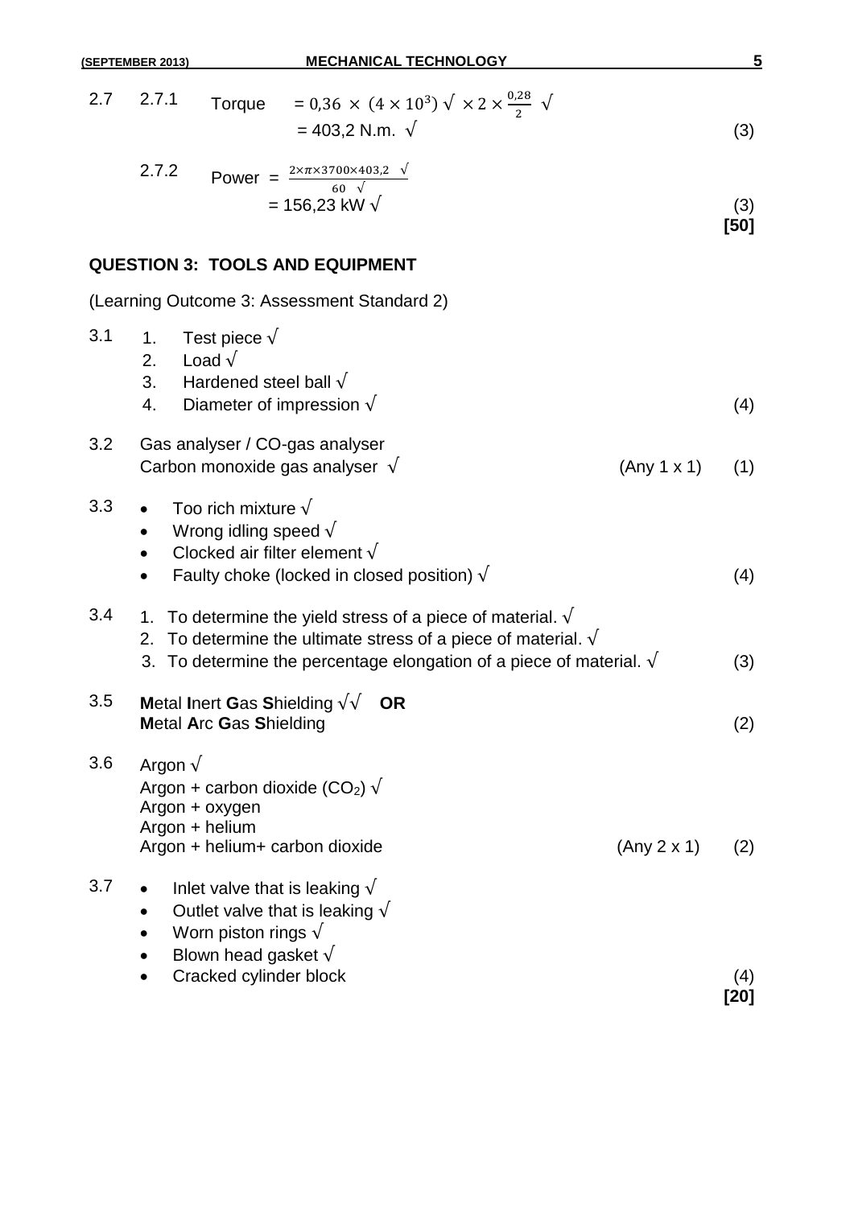2.7 2.7.1 Torque $= 0{,}36 \times (4 \times 10^3) \surd \times 2 \times \frac{0{,}28}{2} \surd$

$= 403{,}2$ N.m. √ (3)

2.7.2 Power $= \frac{2 \times \pi \times 3700 \times 403{,}2 \ \surd}{60 \ \surd}$

$= 156{,}23$ kW √ (3)

**[50]**

## QUESTION 3: TOOLS AND EQUIPMENT

(Learning Outcome 3: Assessment Standard 2)

3.1
1. Test piece √
2. Load √
3. Hardened steel ball √
4. Diameter of impression √ (4)

3.2 Gas analyser / CO-gas analyser
Carbon monoxide gas analyser √ (Any 1 x 1) (1)

3.3
- Too rich mixture √
- Wrong idling speed √
- Clocked air filter element √
- Faulty choke (locked in closed position) √ (4)

3.4
1. To determine the yield stress of a piece of material. √
2. To determine the ultimate stress of a piece of material. √
3. To determine the percentage elongation of a piece of material. √ (3)

3.5 **M**etal **I**nert **G**as **S**hielding √√ **OR**
**M**etal **A**rc **G**as **S**hielding (2)

3.6 Argon √
Argon + carbon dioxide ($CO_2$) √
Argon + oxygen
Argon + helium
Argon + helium+ carbon dioxide (Any 2 x 1) (2)

3.7
- Inlet valve that is leaking √
- Outlet valve that is leaking √
- Worn piston rings √
- Blown head gasket √
- Cracked cylinder block (4)

**[20]**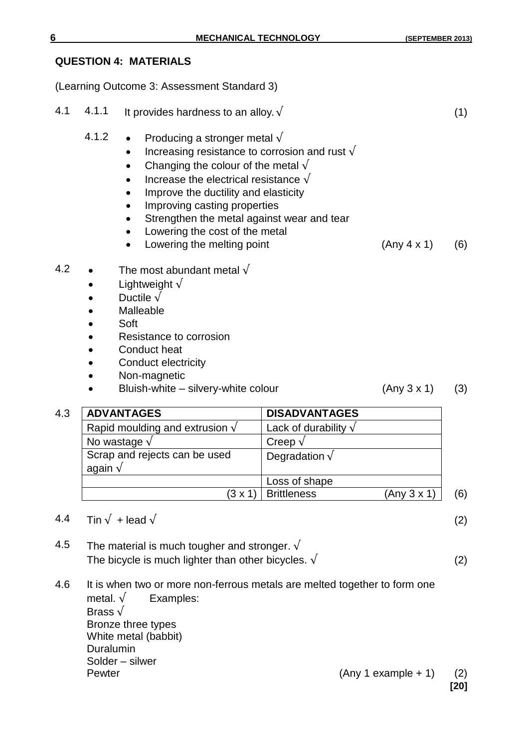## QUESTION 4: MATERIALS

(Learning Outcome 3: Assessment Standard 3)

4.1 4.1.1 It provides hardness to an alloy. √ (1)

4.1.2
- Producing a stronger metal √
- Increasing resistance to corrosion and rust √
- Changing the colour of the metal √
- Increase the electrical resistance √
- Improve the ductility and elasticity
- Improving casting properties
- Strengthen the metal against wear and tear
- Lowering the cost of the metal
- Lowering the melting point (Any 4 x 1) (6)

4.2
- The most abundant metal √
- Lightweight √
- Ductile √
- Malleable
- Soft
- Resistance to corrosion
- Conduct heat
- Conduct electricity
- Non-magnetic
- Bluish-white – silvery-white colour (Any 3 x 1) (3)

4.3

| ADVANTAGES | DISADVANTAGES |
|---|---|
| Rapid moulding and extrusion √ | Lack of durability √ |
| No wastage √ | Creep √ |
| Scrap and rejects can be used again √ | Degradation √ |
| | Loss of shape |
| (3 x 1) | Brittleness (Any 3 x 1) |

(6)

4.4 Tin √ + lead √ (2)

4.5 The material is much tougher and stronger. √
The bicycle is much lighter than other bicycles. √ (2)

4.6 It is when two or more non-ferrous metals are melted together to form one metal. √ Examples:
Brass √
Bronze three types
White metal (babbit)
Duralumin
Solder – silwer
Pewter (Any 1 example + 1) (2)

**[20]**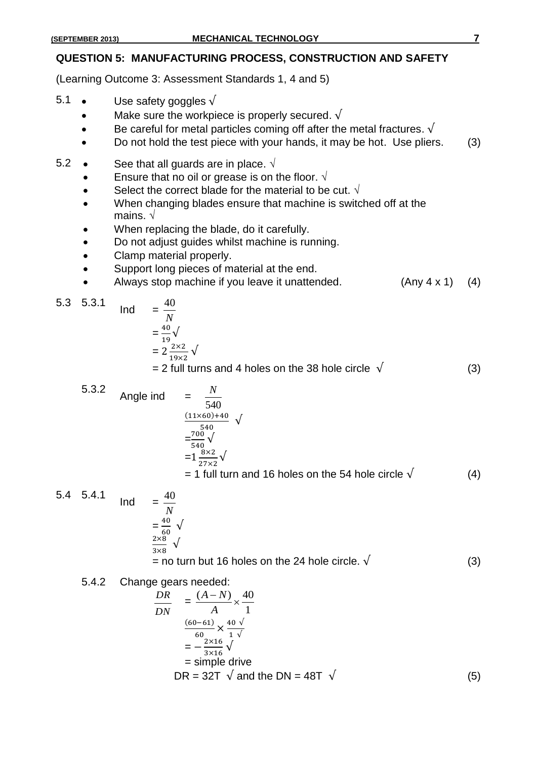## QUESTION 5: MANUFACTURING PROCESS, CONSTRUCTION AND SAFETY

(Learning Outcome 3: Assessment Standards 1, 4 and 5)

5.1
- Use safety goggles √
- Make sure the workpiece is properly secured. √
- Be careful for metal particles coming off after the metal fractures. √
- Do not hold the test piece with your hands, it may be hot. Use pliers. (3)

5.2
- See that all guards are in place. √
- Ensure that no oil or grease is on the floor. √
- Select the correct blade for the material to be cut. √
- When changing blades ensure that machine is switched off at the mains. √
- When replacing the blade, do it carefully.
- Do not adjust guides whilst machine is running.
- Clamp material properly.
- Support long pieces of material at the end.
- Always stop machine if you leave it unattended. (Any 4 x 1) (4)

5.3 5.3.1

$$\text{Ind} = \frac{40}{N}$$
$$= \frac{40}{19} \surd$$
$$= 2\frac{2\times2}{19\times2} \surd$$

= 2 full turns and 4 holes on the 38 hole circle √ (3)

5.3.2

$$\text{Angle ind} = \frac{N}{540}$$
$$\frac{(11\times60)+40}{540} \surd$$
$$= \frac{700}{540} \surd$$
$$= 1\frac{8\times2}{27\times2} \surd$$

= 1 full turn and 16 holes on the 54 hole circle √ (4)

5.4 5.4.1

$$\text{Ind} = \frac{40}{N}$$
$$= \frac{40}{60} \surd$$
$$\frac{2\times8}{3\times8} \surd$$

= no turn but 16 holes on the 24 hole circle. √ (3)

5.4.2 Change gears needed:

$$\frac{DR}{DN} = \frac{(A-N)}{A} \times \frac{40}{1}$$
$$\frac{(60-61)}{60} \times \frac{40 \surd}{1 \surd}$$
$$= -\frac{2\times16}{3\times16} \surd$$

= simple drive

DR = 32T √ and the DN = 48T √ (5)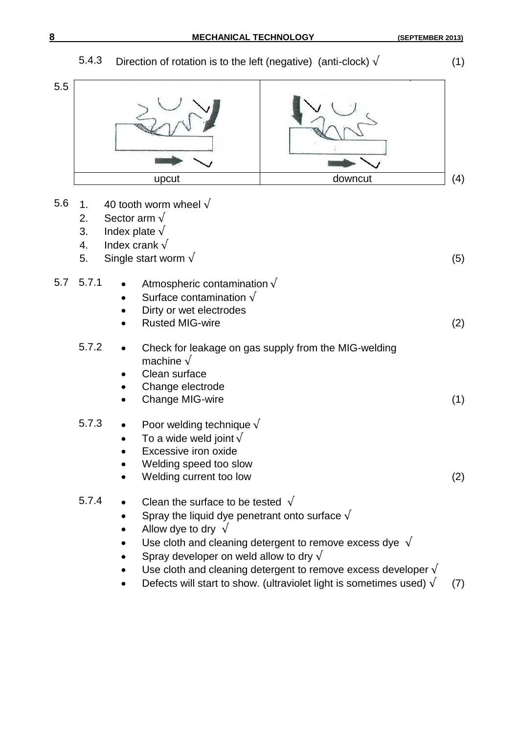5.4.3 Direction of rotation is to the left (negative) (anti-clock) √ (1)

5.5

| upcut | downcut |
|---|---|

(4)

5.6

1. 40 tooth worm wheel √
2. Sector arm √
3. Index plate √
4. Index crank √
5. Single start worm √ (5)

5.7 5.7.1

- Atmospheric contamination √
- Surface contamination √
- Dirty or wet electrodes
- Rusted MIG-wire (2)

5.7.2

- Check for leakage on gas supply from the MIG-welding machine √
- Clean surface
- Change electrode
- Change MIG-wire (1)

5.7.3

- Poor welding technique √
- To a wide weld joint √
- Excessive iron oxide
- Welding speed too slow
- Welding current too low (2)

5.7.4

- Clean the surface to be tested √
- Spray the liquid dye penetrant onto surface √
- Allow dye to dry √
- Use cloth and cleaning detergent to remove excess dye √
- Spray developer on weld allow to dry √
- Use cloth and cleaning detergent to remove excess developer √
- Defects will start to show. (ultraviolet light is sometimes used) √ (7)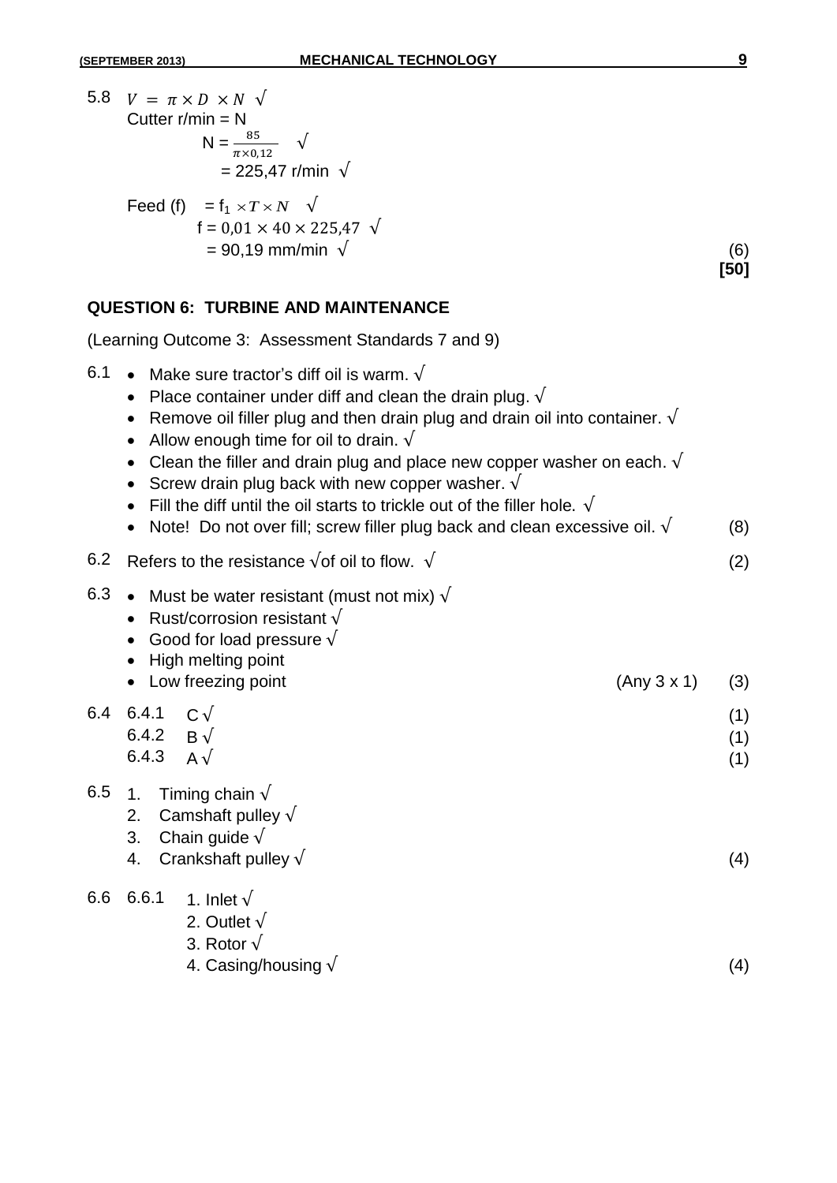5.8 $V = \pi \times D \times N$ √

Cutter r/min = N

$N = \frac{85}{\pi \times 0{,}12}$ √

= 225,47 r/min √

Feed (f) $= f_1 \times T \times N$ √

$f = 0{,}01 \times 40 \times 225{,}47$ √

= 90,19 mm/min √ (6)

**[50]**

## QUESTION 6: TURBINE AND MAINTENANCE

(Learning Outcome 3: Assessment Standards 7 and 9)

6.1
- Make sure tractor's diff oil is warm. √
- Place container under diff and clean the drain plug. √
- Remove oil filler plug and then drain plug and drain oil into container. √
- Allow enough time for oil to drain. √
- Clean the filler and drain plug and place new copper washer on each. √
- Screw drain plug back with new copper washer. √
- Fill the diff until the oil starts to trickle out of the filler hole. √
- Note! Do not over fill; screw filler plug back and clean excessive oil. √ (8)

6.2 Refers to the resistance √of oil to flow. √ (2)

6.3
- Must be water resistant (must not mix) √
- Rust/corrosion resistant √
- Good for load pressure √
- High melting point
- Low freezing point (Any 3 x 1) (3)

6.4 6.4.1 C √ (1)

6.4.2 B √ (1)

6.4.3 A √ (1)

6.5
1. Timing chain √
2. Camshaft pulley √
3. Chain guide √
4. Crankshaft pulley √ (4)

6.6 6.6.1
1. Inlet √
2. Outlet √
3. Rotor √
4. Casing/housing √ (4)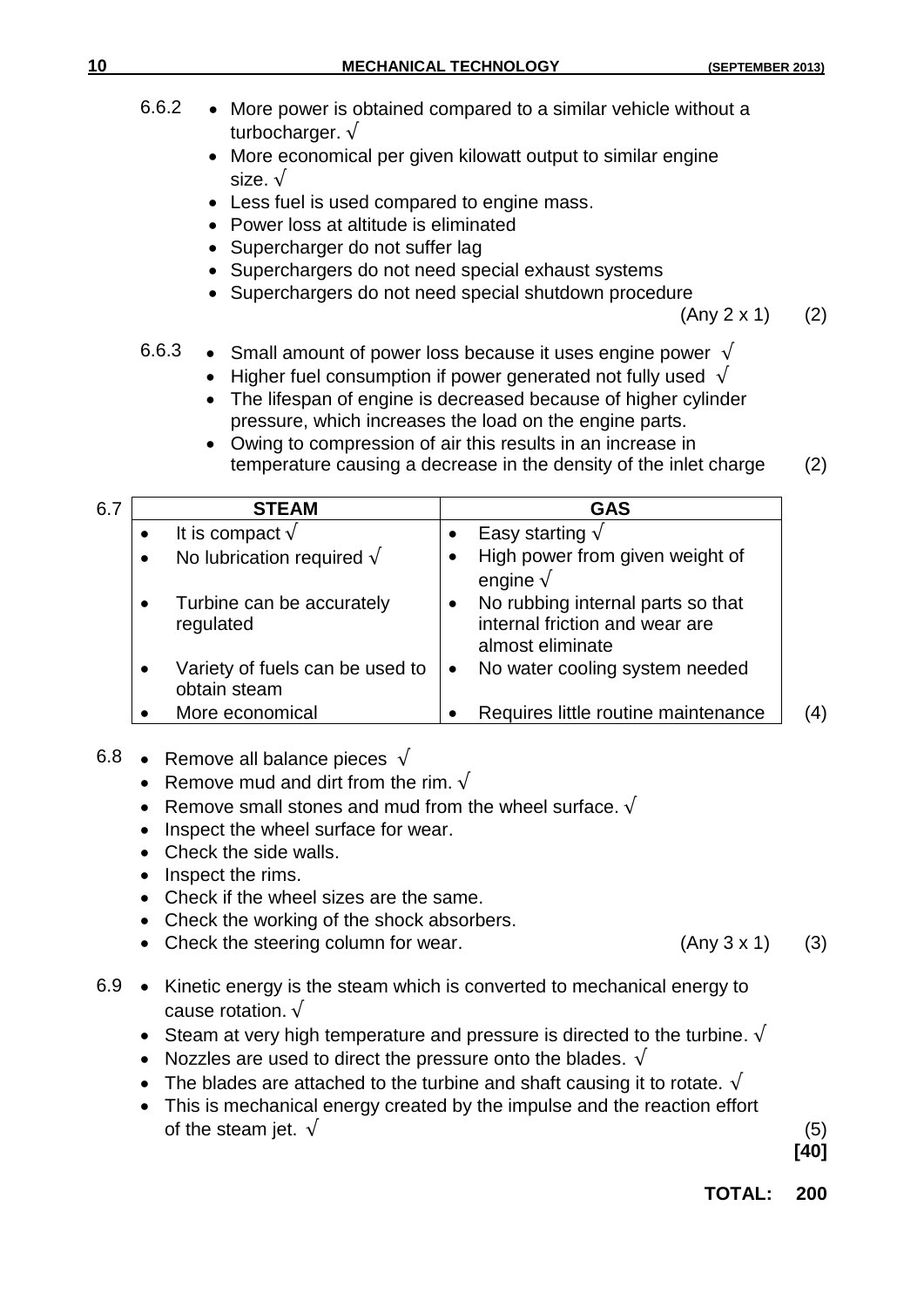6.6.2
- More power is obtained compared to a similar vehicle without a turbocharger. √
- More economical per given kilowatt output to similar engine size. √
- Less fuel is used compared to engine mass.
- Power loss at altitude is eliminated
- Supercharger do not suffer lag
- Superchargers do not need special exhaust systems
- Superchargers do not need special shutdown procedure

(Any 2 x 1) (2)

6.6.3
- Small amount of power loss because it uses engine power √
- Higher fuel consumption if power generated not fully used √
- The lifespan of engine is decreased because of higher cylinder pressure, which increases the load on the engine parts.
- Owing to compression of air this results in an increase in temperature causing a decrease in the density of the inlet charge (2)

6.7

| STEAM | GAS |
|---|---|
| • It is compact √ | • Easy starting √ |
| • No lubrication required √ | • High power from given weight of engine √ |
| • Turbine can be accurately regulated | • No rubbing internal parts so that internal friction and wear are almost eliminate |
| • Variety of fuels can be used to obtain steam | • No water cooling system needed |
| • More economical | • Requires little routine maintenance |

(4)

6.8
- Remove all balance pieces √
- Remove mud and dirt from the rim. √
- Remove small stones and mud from the wheel surface. √
- Inspect the wheel surface for wear.
- Check the side walls.
- Inspect the rims.
- Check if the wheel sizes are the same.
- Check the working of the shock absorbers.
- Check the steering column for wear. (Any 3 x 1) (3)

6.9
- Kinetic energy is the steam which is converted to mechanical energy to cause rotation. √
- Steam at very high temperature and pressure is directed to the turbine. √
- Nozzles are used to direct the pressure onto the blades. √
- The blades are attached to the turbine and shaft causing it to rotate. √
- This is mechanical energy created by the impulse and the reaction effort of the steam jet. √ (5)

**[40]**

**TOTAL: 200**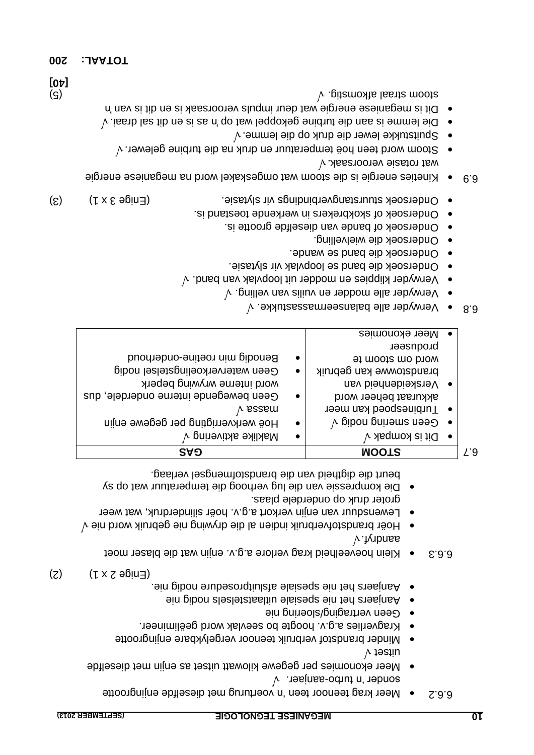6.6.2
- Meer krag teenoor teen 'n voertuig met dieselfde enjingrootte sonder 'n turbo-aanjaer. √
- Meer ekonomies per gegewe kilowatt uitset as enjin met dieselfde uitset √
- Minder brandstof verbruik teenoor vergelykbare enjingrootte
- Kragverlies a.g.v. hoogte bo seevlak word geëlimineer.
- Geen vertraging/sloering nie
- Aanjaers het nie spesiale uitlaatstelsels nodig nie
- Aanjaers het nie spesiale afsluitprosedure nodig nie.

(Enige 2 x 1) (2)

6.6.3
- Klein hoeveelheid krag verlore a.g.v. enjin wat die blaser moet aandryf. √
- Hoër brandstofverbruik indien al die drywing nie gebruik word nie √
- Lewensduur van enjin verkort a.g.v. hoër silinderdruk, wat weer groter druk op onderdele plaas.
- Die kompressie van die lug verhoog die temperatuur wat op sy beurt die digtheid van die brandstofmengsel verlaag.

6.7

| STOOM | GAS |
|---|---|
| • Dit is kompak √<br>• Geen smering nodig √<br>• Turbinespoed kan meer akkuraat beheer word<br>• Verskeidenheid van brandstowwe kan gebruik word om stoom te produseer<br>• Meer ekonomies | • Maklike aktivering √<br>• Hoë werkverrigting per gegewe enjin massa √<br>• Geen bewegende interne onderdele, dus word interne wrywing beperk<br>• Geen waterverkoelingstelsel nodig<br>• Benodig min roetine-onderhoud |

6.8
- Verwyder alle balanseermassastukke. √
- Verwyder alle modder en vuilis van velling. √
- Verwyder klippies en modder uit loopvlak van band. √
- Ondersoek die band se loopvlak vir slytasie.
- Ondersoek die band se wande.
- Ondersoek die wielvelling.
- Ondersoek of bande van dieselfde grootte is.
- Ondersoek of skokbrekers in werkende toestand is.
- Ondersoek stuurstangverbindings vir slytasie. (Enige 3 x 1) (3)

6.9
- Kineties energie is die stoom wat omgeskakel word na meganiese energie wat rotasie veroorsaak. √
- Stoom word teen hoë temperatuur en druk na die turbine gelewer. √
- Spuitstukke lewer die druk op die lemme. √
- Die lemme is aan die turbine gekoppel wat op 'n as is en dit sal draai. √
- Dit is meganiese energie wat deur impuls veroorsaak is en dit is van 'n stoom straal afkomstig. √ (5)

**[40]**

**TOTAAL: 200**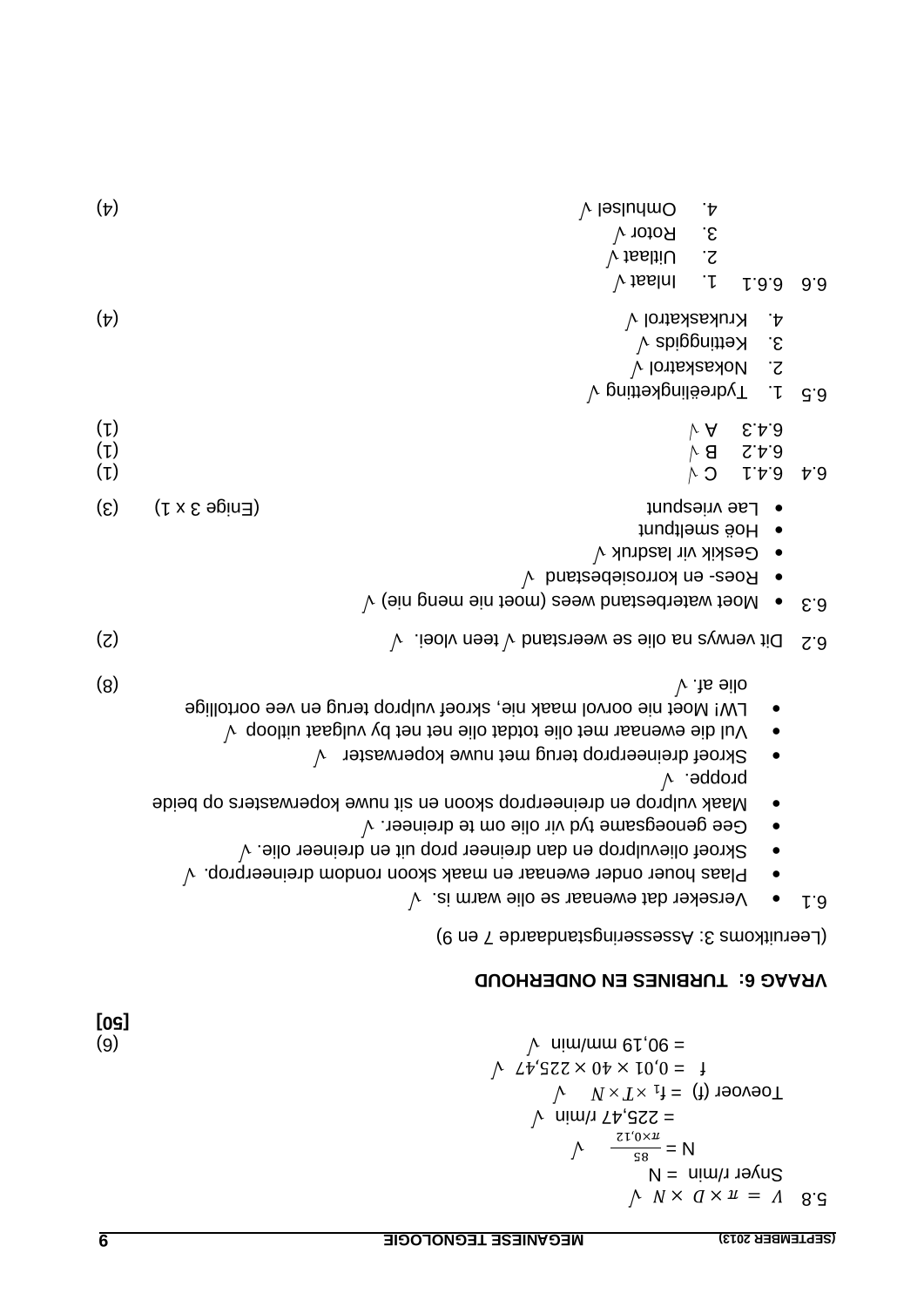5.8 $V = \pi \times D \times N$ √

Snyer r/min = N

N = $\frac{85}{\pi \times 0{,}12}$ √

= 225,47 r/min √

Toevoer (f) = $f_1 \times T \times N$ √

f = $0{,}01 \times 40 \times 225{,}47$ √

= 90,19 mm/min √ (6)

**[50]**

## VRAAG 6: TURBINES EN ONDERHOUD

(Leeruitkoms 3: Assesseringstandaarde 7 en 9)

6.1
- Verseker dat ewenaar se olie warm is. √
- Plaas houer onder ewenaar en maak skoon rondom dreineerprop. √
- Skroef olievulprop en dan dreineer prop uit en dreineer olie. √
- Gee genoegsame tyd vir olie om te dreineer. √
- Maak vulprop en dreineerprop skoon en sit nuwe koperwasters op beide proppe. √
- Skroef dreineerprop terug met nuwe koperwaster √
- Vul die ewenaar met olie totdat olie net net by vulgaat uitloop √
- LW! Moet nie oorvol maak nie, skroef vulprop terug en vee oortollige olie af. √ (8)

6.2 Dit verwys na olie se weerstand √ teen vloei. √ (2)

6.3
- Moet waterbestand wees (moet nie meng nie) √
- Roes- en korrosiebestand √
- Geskik vir lasdruk √
- Hoë smeltpunt
- Lae vriespunt (Enige 3 x 1) (3)

6.4 6.4.1 C √ (1)

6.4.2 B √ (1)

6.4.3 A √ (1)

6.5
1. Tydreëlingketting √
2. Nokaskatrol √
3. Kettinggids √
4. Krukaskatrol √ (4)

6.6 6.6.1
1. Inlaat √
2. Uitlaat √
3. Rotor √
4. Omhulsel √ (4)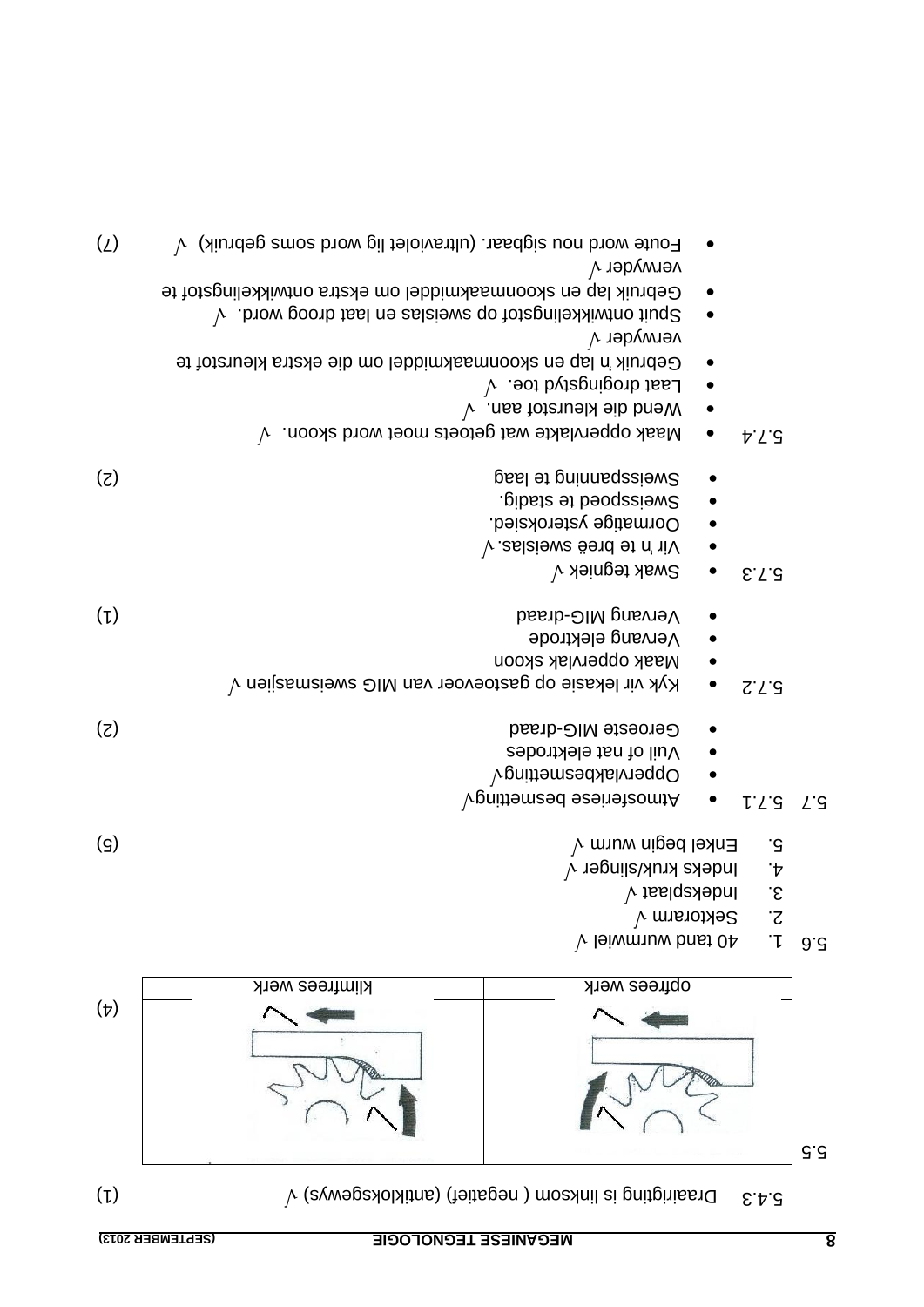5.4.3 Draairigting is linksom ( negatief) (antikloksgewys) √ (1)

5.5

| opfrees werk | klimfrees werk |
|---|---|
| | |

(4)

5.6
1. 40 tand wurmwiel √
2. Sektorarm √
3. Indeksplaat √
4. Indeks kruk/slinger √
5. Enkel begin wurm √ (5)

5.7 5.7.1
- Atmosferiese besmetting√
- Oppervlakbesmetting√
- Vuil of nat elektrodes
- Geroeste MIG-draad (2)

5.7.2
- Kyk vir lekasie op gastoevoer van MIG sweismasjien √
- Maak oppervlak skoon
- Vervang elektrode
- Vervang MIG-draad (1)

5.7.3
- Swak tegniek √
- Vir 'n te breë sweislas. √
- Oormatige ysteroksied.
- Sweisspoed te stadig.
- Sweisspanning te laag (2)

5.7.4
- Maak oppervlakte wat getoets moet word skoon. √
- Wend die kleurstof aan. √
- Laat drogingstyd toe. √
- Gebruik 'n lap en skoonmaakmiddel om die ekstra kleurstof te verwyder √
- Spuit ontwikkelingstof op sweislas en laat droog word. √
- Gebruik lap en skoonmaakmiddel om ekstra ontwikkelingstof te verwyder √
- Foute word nou sigbaar. (ultraviolet lig word soms gebruik) √ (7)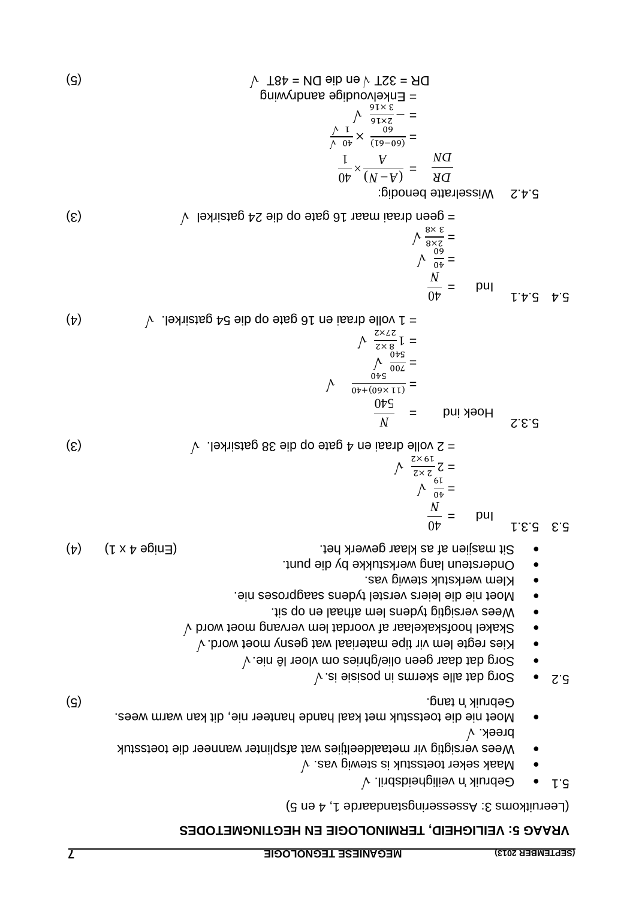## VRAAG 5: VEILIGHEID, TERMINOLOGIE EN HEGTINGMETODES

(Leeruitkoms 3: Assesseringstandaarde 1, 4 en 5)

5.1
- Gebruik 'n veiligheidsbril. √
- Maak seker toetsstuk is stewig vas. √
- Wees versigtig vir metaaldeeltjies wat afsplinter wanneer die toetsstuk breek. √
- Moet nie die toetsstuk met kaal hande hanteer nie, dit kan warm wees. Gebruik 'n tang. (5)

5.2
- Sorg dat alle skerms in posisie is. √
- Sorg dat daar geen olie/ghries om vloer lê nie. √
- Kies regte lem vir tipe materiaal wat gesny moet word. √
- Skakel hoofskakelaar af voordat lem vervang moet word √
- Wees versigtig tydens lem afhaal en op sit.
- Moet nie die leiers verstel tydens saagproses nie.
- Klem werkstuk stewig vas.
- Ondersteun lang werkstukke by die punt.
- Sit masjien af as klaar gewerk het. (Enige 4 x 1) (4)

5.3 5.3.1

Ind $= \dfrac{40}{N}$

$= \frac{40}{19}$ √

$= 2\frac{2\times2}{19\times2}$ √

= 2 volle draai en 4 gate op die 38 gatsirkel. √ (3)

5.3.2

Hoek ind $= \dfrac{N}{540}$

$= \frac{(11\times60)+40}{540}$ √

$= \frac{700}{540}$ √

$= 1\frac{8\times2}{27\times2}$ √

= 1 volle draai en 16 gate op die 54 gatsirkel. √ (4)

5.4 5.4.1

Ind $= \dfrac{40}{N}$

$= \frac{40}{60}$ √

$= \frac{2\times8}{3\times8}$ √

= geen draai maar 16 gate op die 24 gatsirkel √ (3)

5.4.2 Wisselratte benodig:

$\dfrac{DR}{DN} = \dfrac{(A-N)}{A} \times \dfrac{40}{1}$

$= \frac{(60-61)}{60} \times \frac{40}{1}$ √ √

$= -\frac{2\times16}{3\times16}$ √

= Enkelvoudige aandrywing

DR = 32T √ en die DN = 48T √ (5)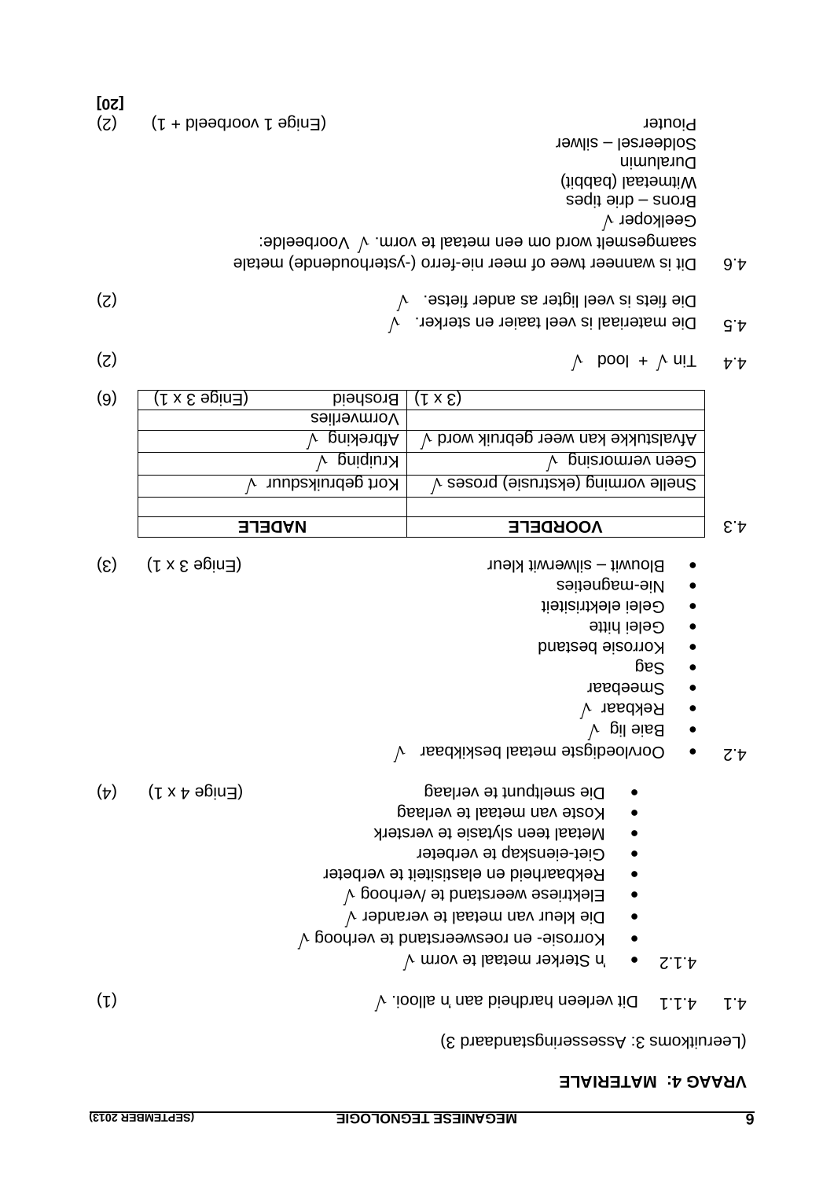## VRAAG 4: MATERIALE

(Leeruitkoms 3: Assesseringstandaard 3)

4.1 4.1.1 Dit verleen hardheid aan 'n allooi. √ (1)

4.1.2
- 'n Sterker metaal te vorm √
- Korrosie- en roesweerstand te verhoog √
- Die kleur van metaal te verander √
- Elektriese weerstand te /verhoog √
- Rekbaarheid en elastisiteit te verbeter
- Giet-eienskap te verbeter
- Metaal teen slytasie te versterk
- Koste van metaal te verlaag
- Die smeltpunt te verlaag

(Enige 4 x 1) (4)

4.2
- Oorvloedigste metaal beskikbaar √
- Baie lig √
- Rekbaar √
- Smeebaar
- Sag
- Korrosie bestand
- Gelei hitte
- Gelei elektrisiteit
- Nie-magneties
- Blouwit – silwerwit kleur

(Enige 3 x 1) (3)

4.3

| VOORDELE | NADELE |
|---|---|
| | |
| Snelle vorming (ekstrusie) proses √ | Kort gebruiksduur √ |
| Geen vermorsing √ | Kruiping √ |
| Afvalstukke kan weer gebruik word √ | Afbreking √ |
| | Vormverlies |
| (3 x 1) | Brosheid (Enige 3 x 1) |

(6)

4.4 Tin √ + lood √ (2)

4.5 Die materiaal is veel taaier en sterker. √
Die fiets is veel ligter as ander fietse. √ (2)

4.6 Dit is wanneer twee of meer nie-ferro (-ysterhoudende) metale saamgesmelt word om een metaal te vorm. √ Voorbeelde:
Geelkoper √
Brons – drie tipes
Witmetaal (babbit)
Duralumin
Soldeersel – silwer
Piouter

(Enige 1 voorbeeld + 1) (2)

**[20]**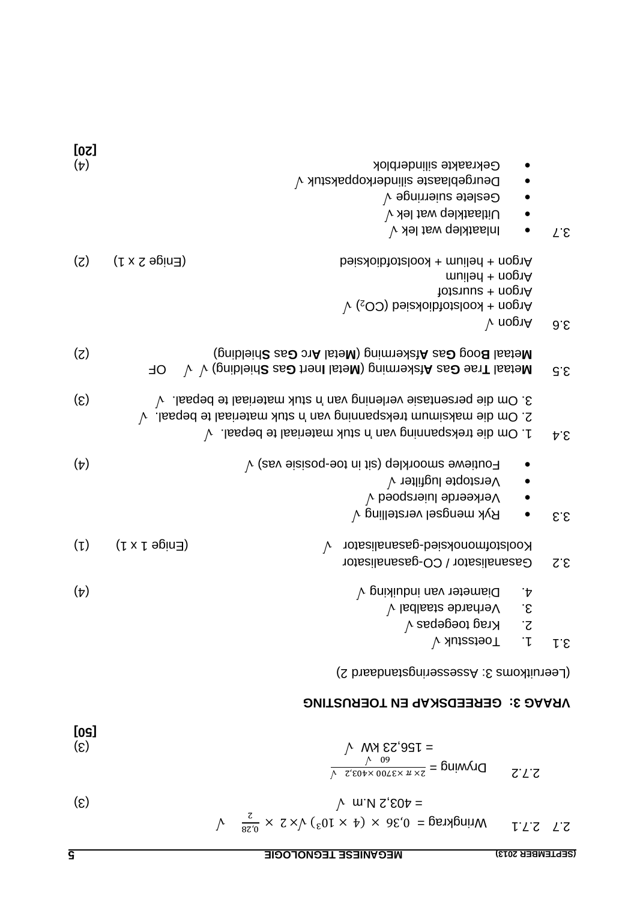2.7 2.7.1 Wringkrag = $0{,}36 \times (4 \times 10^3)$ √ $\times 2 \times \frac{0{,}28}{2}$ √

= 403,2 N.m √ (3)

2.7.2 Drywing = $\frac{2 \times \pi \times 3700 \times 403{,}2}{60}$ √ √

= 156,23 kW √ (3)

**[50]**

## VRAAG 3: GEREEDSKAP EN TOERUSTING

(Leeruitkoms 3: Assesseringstandaard 2)

3.1
1. Toetsstuk √
2. Krag toegepas √
3. Verharde staalbal √
4. Diameter van induiking √ (4)

3.2 Gasanalisator / CO-gasanalisator

Koolstofmonoksied-gasanalisator √ (Enige 1 x 1) (1)

3.3
- Ryk mengsel verstelling √
- Verkeerde luierspoed √
- Verstopte lugfilter √
- Foutiewe smoorklep (sit in toe-posisie vas) √ (4)

3.4 1. Om die trekspanning van 'n stuk materiaal te bepaal. √

2. Om die maksimum trekspanning van 'n stuk materiaal te bepaal. √

3. Om die persentasie verlening van 'n stuk materiaal te bepaal. √ (3)

3.5 **M**etaal **T**rae **G**as **A**fskerming (**M**etal **I**nert **G**as **S**hielding) √ √ OF

**M**etaal **B**oog **G**as **A**fskerming (**M**etal **A**rc **G**as **S**hielding) (2)

3.6 Argon √

Argon + koolstofdioksied ($CO_2$) √

Argon + suurstof

Argon + helium

Argon + helium + koolstofdioksied (Enige 2 x 1) (2)

3.7
- Inlaatklep wat lek √
- Uitlaatklep wat lek √
- Geslete suierringe √
- Deurgeblaaste silinderkoppakstuk √
- Gekraakte silinderblok (4)

**[20]**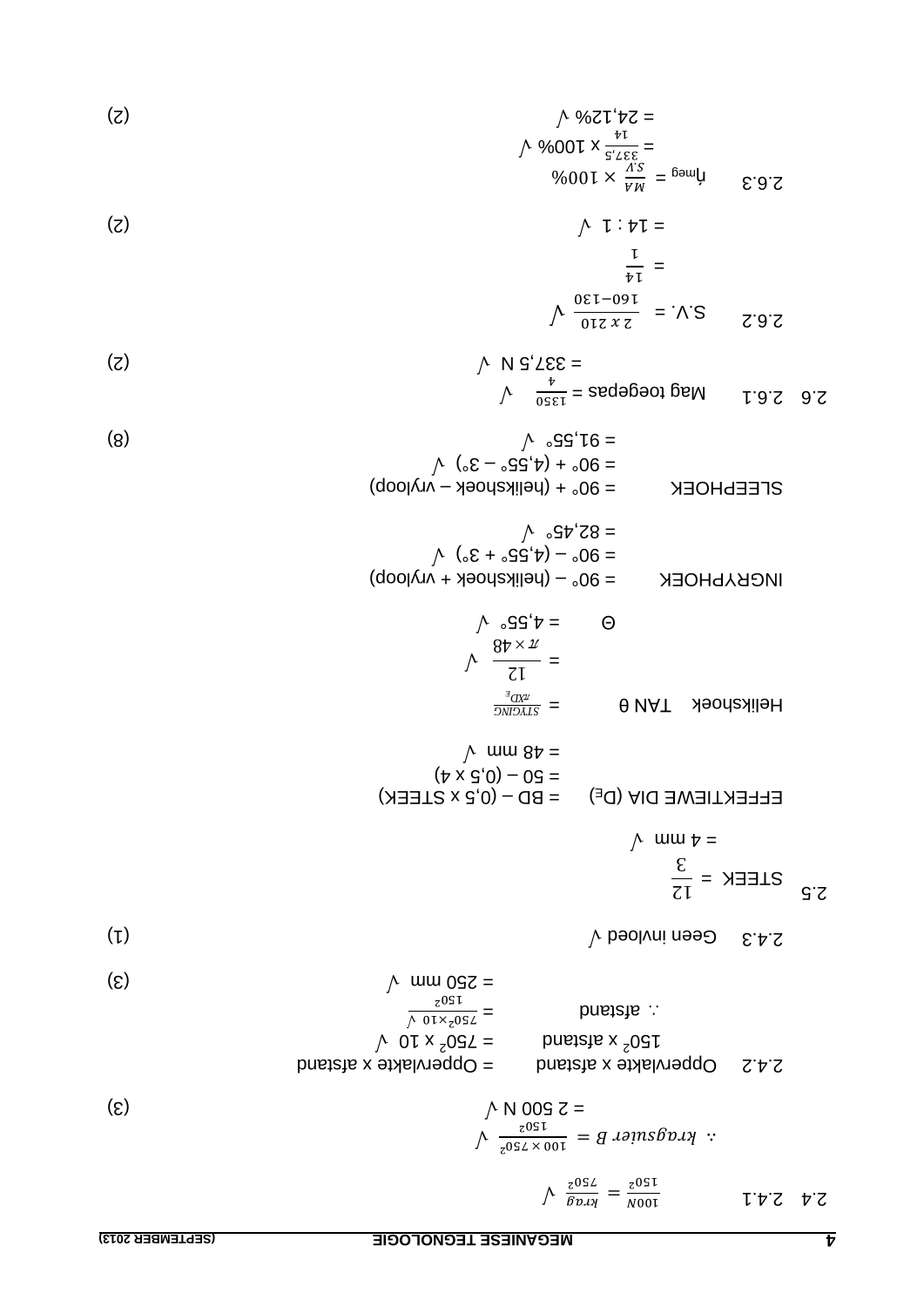2.4 2.4.1 $\frac{100N}{150^2} = \frac{krag}{750^2}$ √

$\therefore\ kragsier\ B = \frac{100 \times 750^2}{150^2}$ √

= 2 500 N √ (3)

2.4.2 Oppervlakte x afstand = Oppervlakte x afstand

$150^2$ x afstand = $750^2$ x 10 √

∴ afstand = $\frac{750^2 \times 10}{150^2}$ √

= 250 mm √ (3)

2.4.3 Geen invloed √ (1)

2.5 STEEK = $\frac{12}{3}$

= 4 mm √

EFFEKTIEWE DIA ($D_E$) = BD – (0,5 x STEEK)

= 50 – (0,5 x 4)

= 48 mm √

Helikshoek TAN θ = $\frac{STYGING}{\pi X D_E}$

= $\frac{12}{\pi \times 48}$ √

Θ = 4,55° √

INGRYPHOEK = 90° – (helikshoek + vryloop)

= 90° – (4,55° + 3°) √

= 82,45° √

SLEEPHOEK = 90° + (helikshoek – vryloop)

= 90° + (4,55° – 3°) √

= 91,55° √ (8)

2.6 2.6.1 Mag toegepas = $\frac{1350}{4}$ √

= 337,5 N √ (2)

2.6.2 S.V. = $\frac{2 \times 210}{160-130}$ √

= $\frac{14}{1}$

= 14 : 1 √ (2)

2.6.3 ή$_{meg}$ = $\frac{MA}{S.V} \times 100\%$

= $\frac{337,5}{14}$ x 100% √

= 24,12% √ (2)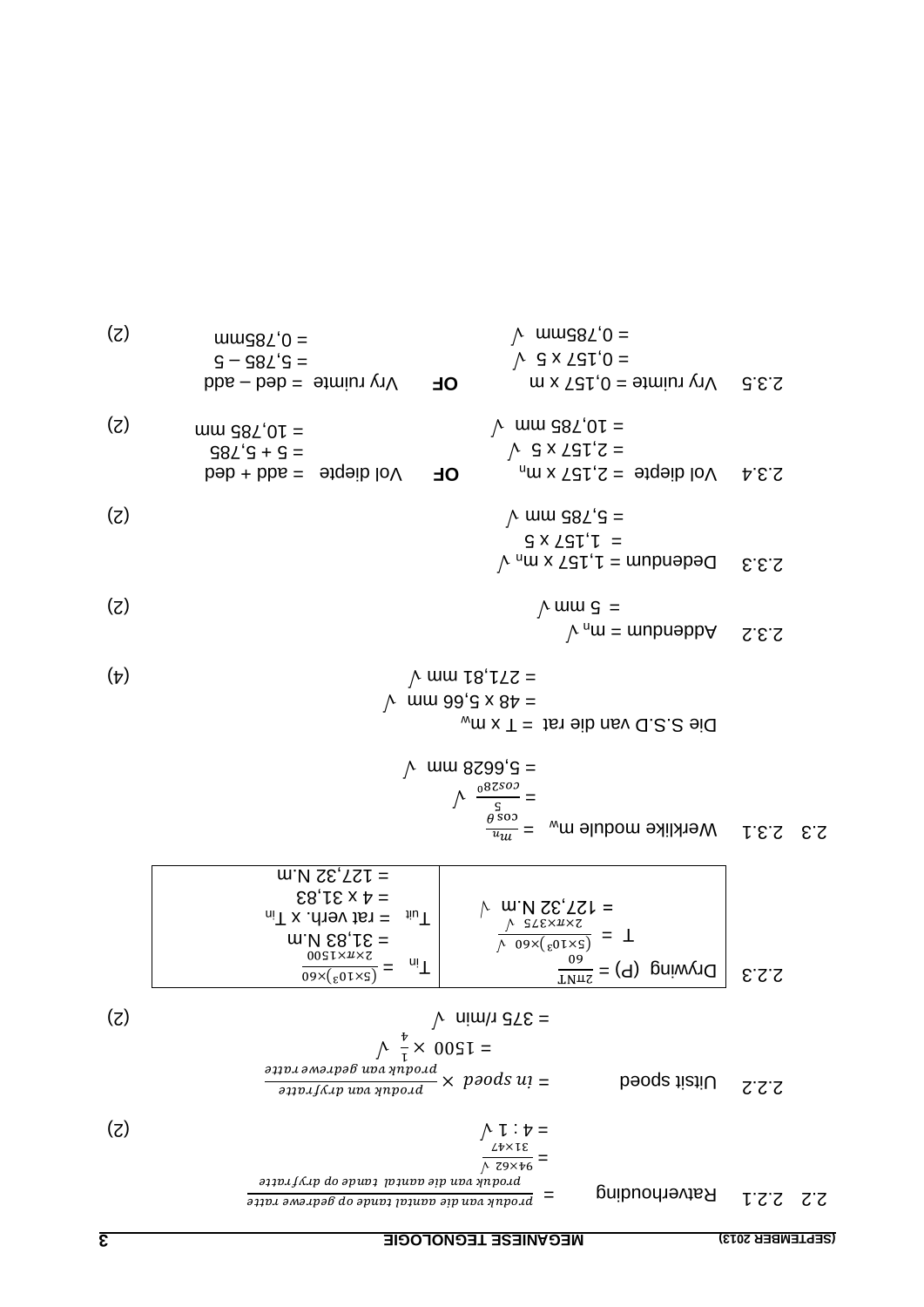2.2 2.2.1 Ratverhouding $= \frac{produk\ van\ die\ aantal\ tande\ op\ gedrewe\ ratte}{produk\ van\ die\ aantal\ tande\ op\ dryfratte}$

$= \frac{94 \times 62}{31 \times 47}$ ✓

$= 4 : 1$ ✓ (2)

2.2.2 Uitsit spoed $= in\ spoed \times \frac{produk\ van\ dryfratte}{produk\ van\ gedrewe\ ratte}$

$= 1500 \times \frac{1}{4}$ ✓

$= 375$ r/min ✓ (2)

2.2.3

| Drywing $(P) = \frac{2\pi NT}{60}$ <br> $T = \frac{(5 \times 10^3) \times 60}{2 \times \pi \times 375}$ ✓ <br> $= 127,32$ N.m ✓ | $T_{in} = \frac{(5 \times 10^3) \times 60}{2 \times \pi \times 1500}$ <br> $= 31,83$ N.m <br> $T_{uit}$ = rat verh. x $T_{in}$ <br> $= 4 \times 31,83$ <br> $= 127,32$ N.m |
|---|---|

2.3 2.3.1 Werklike module $m_w = \frac{m_n}{\cos\theta}$

$= \frac{5}{\cos 28^0}$ ✓

$= 5,6628$ mm ✓

Die S.S.D van die rat = T x $m_w$

$= 48 \times 5,66$ mm ✓

$= 271,81$ mm ✓ (4)

2.3.2 Addendum = $m_n$ ✓

$= 5$ mm ✓ (2)

2.3.3 Dedendum = $1,157 \times m_n$ ✓

$= 1,157 \times 5$

$= 5,785$ mm ✓ (2)

2.3.4 Vol diepte $= 2,157 \times m_n$ **OF** Vol diepte = add + ded

$= 2,157 \times 5$ ✓ $= 5 + 5,785$

$= 10,785$ mm ✓ $= 10,785$ mm (2)

2.3.5 Vry ruimte $= 0,157 \times m$ **OF** Vry ruimte = ded – add

$= 0,157 \times 5$ ✓ $= 5,785 – 5$

$= 0,785$mm ✓ $= 0,785$mm (2)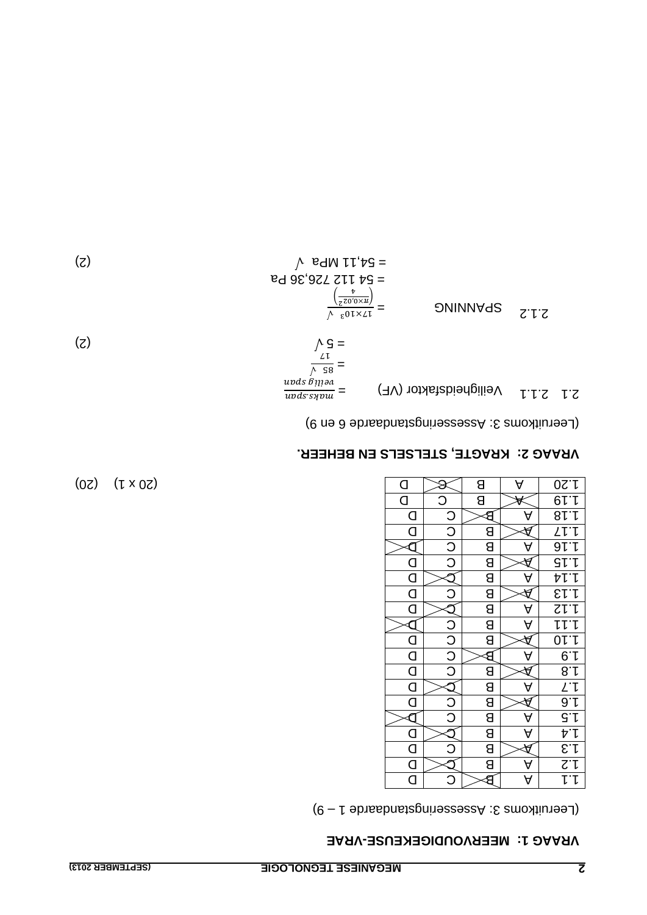## VRAAG 1: MEERVOUDIGEKEUSE-VRAE

(Leeruitkoms 3: Assesseringstandaarde 1 – 9)

| | | | | |
|---|---|---|---|---|
| 1.1 | A | ~~B~~ | C | D |
| 1.2 | A | B | ~~C~~ | D |
| 1.3 | ~~A~~ | B | C | D |
| 1.4 | A | B | ~~C~~ | D |
| 1.5 | A | B | C | ~~D~~ |
| 1.6 | ~~A~~ | B | C | D |
| 1.7 | A | B | ~~C~~ | D |
| 1.8 | ~~A~~ | B | C | D |
| 1.9 | A | ~~B~~ | C | D |
| 1.10 | ~~A~~ | B | C | D |
| 1.11 | A | B | C | ~~D~~ |
| 1.12 | A | B | ~~C~~ | D |
| 1.13 | ~~A~~ | B | C | D |
| 1.14 | A | B | ~~C~~ | D |
| 1.15 | ~~A~~ | B | C | D |
| 1.16 | A | B | C | ~~D~~ |
| 1.17 | ~~A~~ | B | C | D |
| 1.18 | A | ~~B~~ | C | D |
| 1.19 | ~~A~~ | B | C | D |
| 1.20 | A | B | ~~C~~ | D |

(20 x 1) (20)

## VRAAG 2: KRAGTE, STELSELS EN BEHEER.

(Leeruitkoms 3: Assesseringstandaarde 6 en 9)

2.1 2.1.1 Veiligheidsfaktor (VF) $= \frac{maks.span}{veilig\ span}$

$= \frac{85\ \surd}{17}$

$= 5\ \surd$ (2)

2.1.2 SPANNING $= \frac{17 \times 10^3\ \surd}{\left(\frac{\pi \times 0{,}02^2}{4}\right)}$

= 54 112 726,36 Pa

= 54,11 MPa √ (2)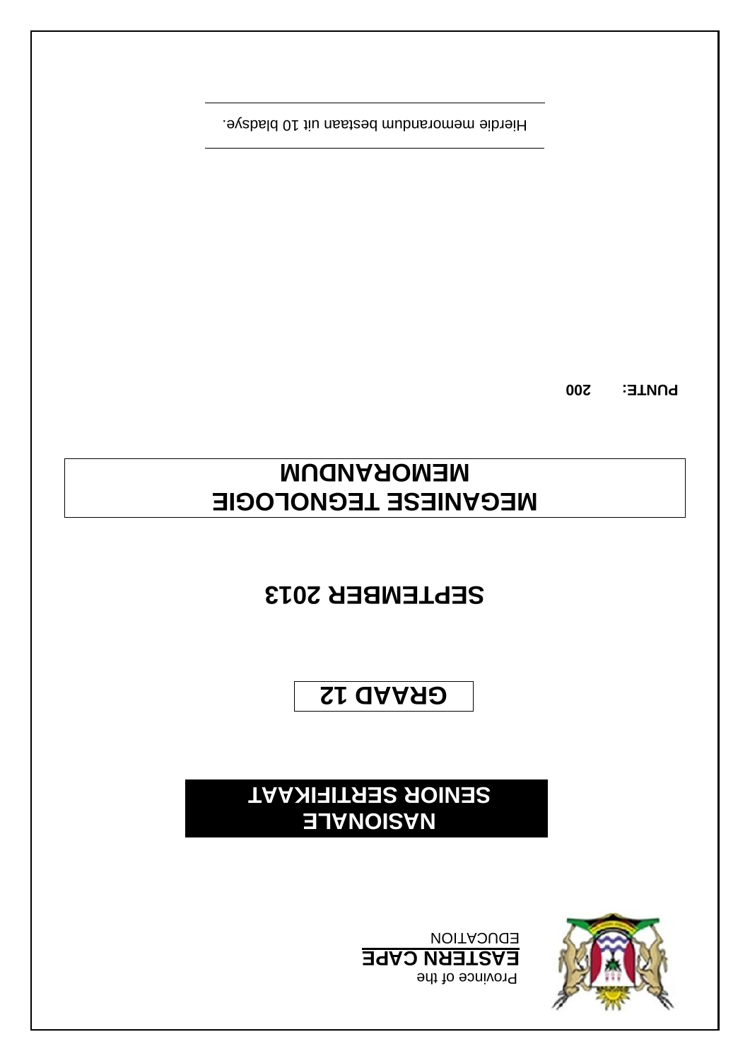Province of the
**EASTERN CAPE**
EDUCATION

# NASIONALE SENIOR SERTIFIKAAT

## GRAAD 12

## SEPTEMBER 2013

# MEGANIESE TEGNOLOGIE MEMORANDUM

**PUNTE: 200**

Hierdie memorandum bestaan uit 10 bladsye.